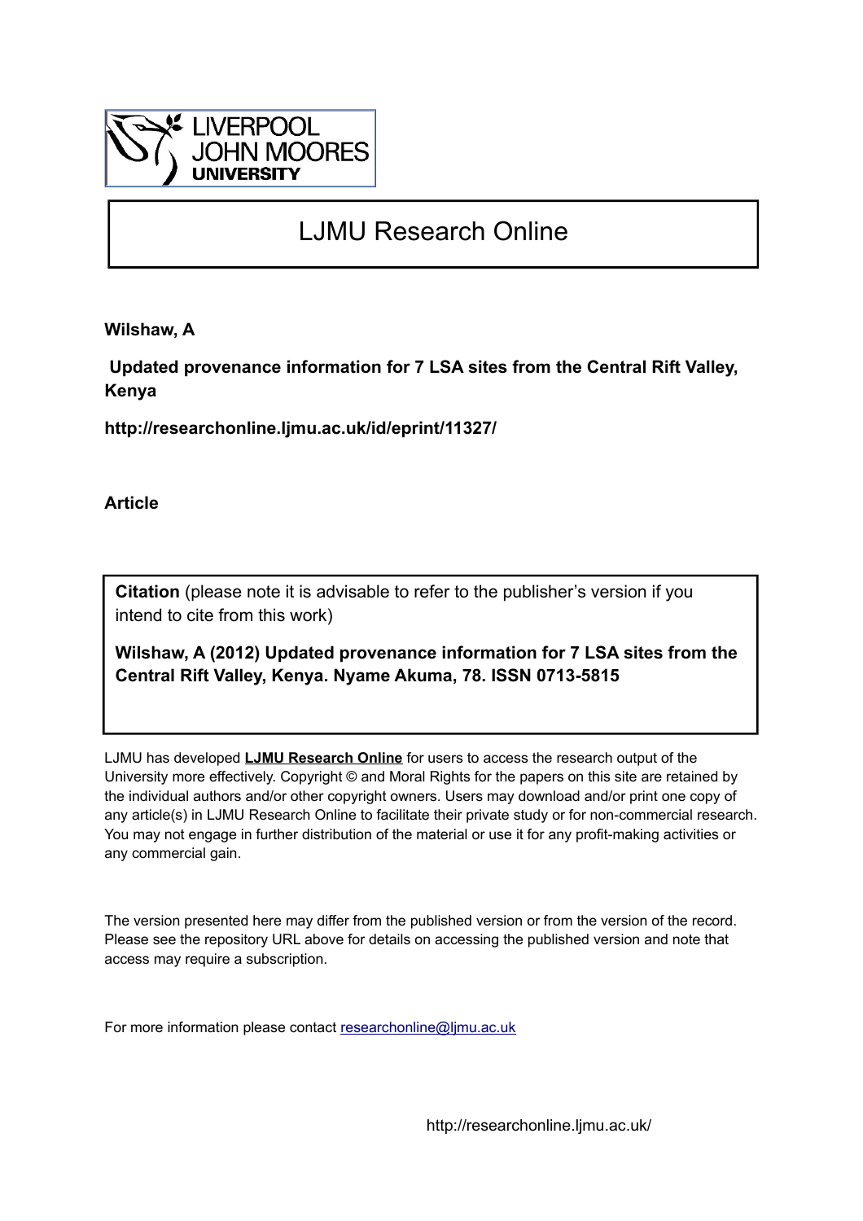LIVERPOOL JOHN MOORES UNIVERSITY

# LJMU Research Online

**Wilshaw, A**

**Updated provenance information for 7 LSA sites from the Central Rift Valley, Kenya**

**http://researchonline.ljmu.ac.uk/id/eprint/11327/**

**Article**

**Citation** (please note it is advisable to refer to the publisher's version if you intend to cite from this work)

**Wilshaw, A (2012) Updated provenance information for 7 LSA sites from the Central Rift Valley, Kenya. Nyame Akuma, 78. ISSN 0713-5815**

LJMU has developed **LJMU Research Online** for users to access the research output of the University more effectively. Copyright © and Moral Rights for the papers on this site are retained by the individual authors and/or other copyright owners. Users may download and/or print one copy of any article(s) in LJMU Research Online to facilitate their private study or for non-commercial research. You may not engage in further distribution of the material or use it for any profit-making activities or any commercial gain.

The version presented here may differ from the published version or from the version of the record. Please see the repository URL above for details on accessing the published version and note that access may require a subscription.

For more information please contact researchonline@ljmu.ac.uk

http://researchonline.ljmu.ac.uk/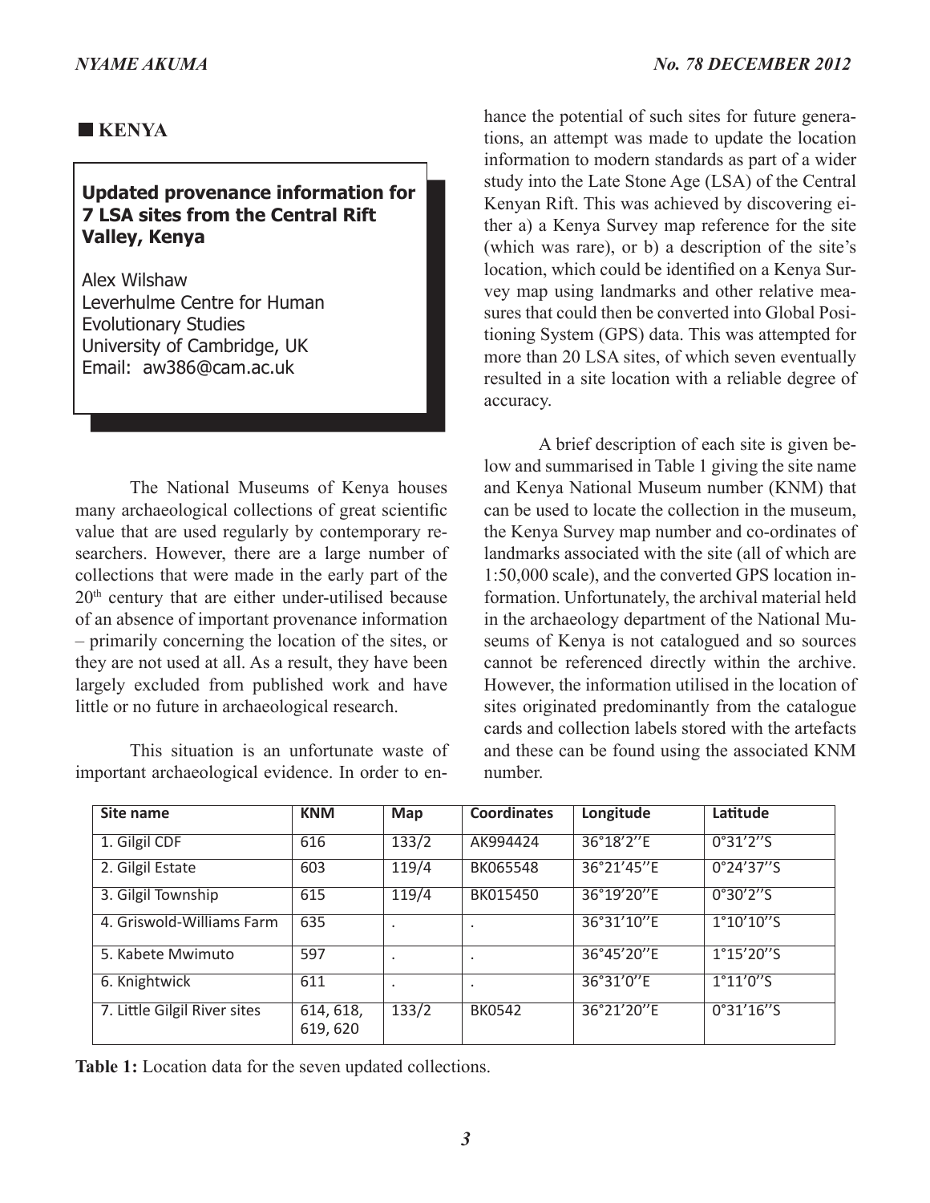## KENYA

### Updated provenance information for 7 LSA sites from the Central Rift Valley, Kenya

Alex Wilshaw
Leverhulme Centre for Human Evolutionary Studies
University of Cambridge, UK
Email: aw386@cam.ac.uk

The National Museums of Kenya houses many archaeological collections of great scientific value that are used regularly by contemporary researchers. However, there are a large number of collections that were made in the early part of the 20th century that are either under-utilised because of an absence of important provenance information – primarily concerning the location of the sites, or they are not used at all. As a result, they have been largely excluded from published work and have little or no future in archaeological research.

This situation is an unfortunate waste of important archaeological evidence. In order to enhance the potential of such sites for future generations, an attempt was made to update the location information to modern standards as part of a wider study into the Late Stone Age (LSA) of the Central Kenyan Rift. This was achieved by discovering either a) a Kenya Survey map reference for the site (which was rare), or b) a description of the site's location, which could be identified on a Kenya Survey map using landmarks and other relative measures that could then be converted into Global Positioning System (GPS) data. This was attempted for more than 20 LSA sites, of which seven eventually resulted in a site location with a reliable degree of accuracy.

A brief description of each site is given below and summarised in Table 1 giving the site name and Kenya National Museum number (KNM) that can be used to locate the collection in the museum, the Kenya Survey map number and co-ordinates of landmarks associated with the site (all of which are 1:50,000 scale), and the converted GPS location information. Unfortunately, the archival material held in the archaeology department of the National Museums of Kenya is not catalogued and so sources cannot be referenced directly within the archive. However, the information utilised in the location of sites originated predominantly from the catalogue cards and collection labels stored with the artefacts and these can be found using the associated KNM number.

| Site name | KNM | Map | Coordinates | Longitude | Latitude |
|---|---|---|---|---|---|
| 1. Gilgil CDF | 616 | 133/2 | AK994424 | 36°18'2''E | 0°31'2''S |
| 2. Gilgil Estate | 603 | 119/4 | BK065548 | 36°21'45''E | 0°24'37''S |
| 3. Gilgil Township | 615 | 119/4 | BK015450 | 36°19'20''E | 0°30'2''S |
| 4. Griswold-Williams Farm | 635 | . | . | 36°31'10''E | 1°10'10''S |
| 5. Kabete Mwimuto | 597 | . | . | 36°45'20''E | 1°15'20''S |
| 6. Knightwick | 611 | . | . | 36°31'0''E | 1°11'0''S |
| 7. Little Gilgil River sites | 614, 618, 619, 620 | 133/2 | BK0542 | 36°21'20''E | 0°31'16''S |

**Table 1:** Location data for the seven updated collections.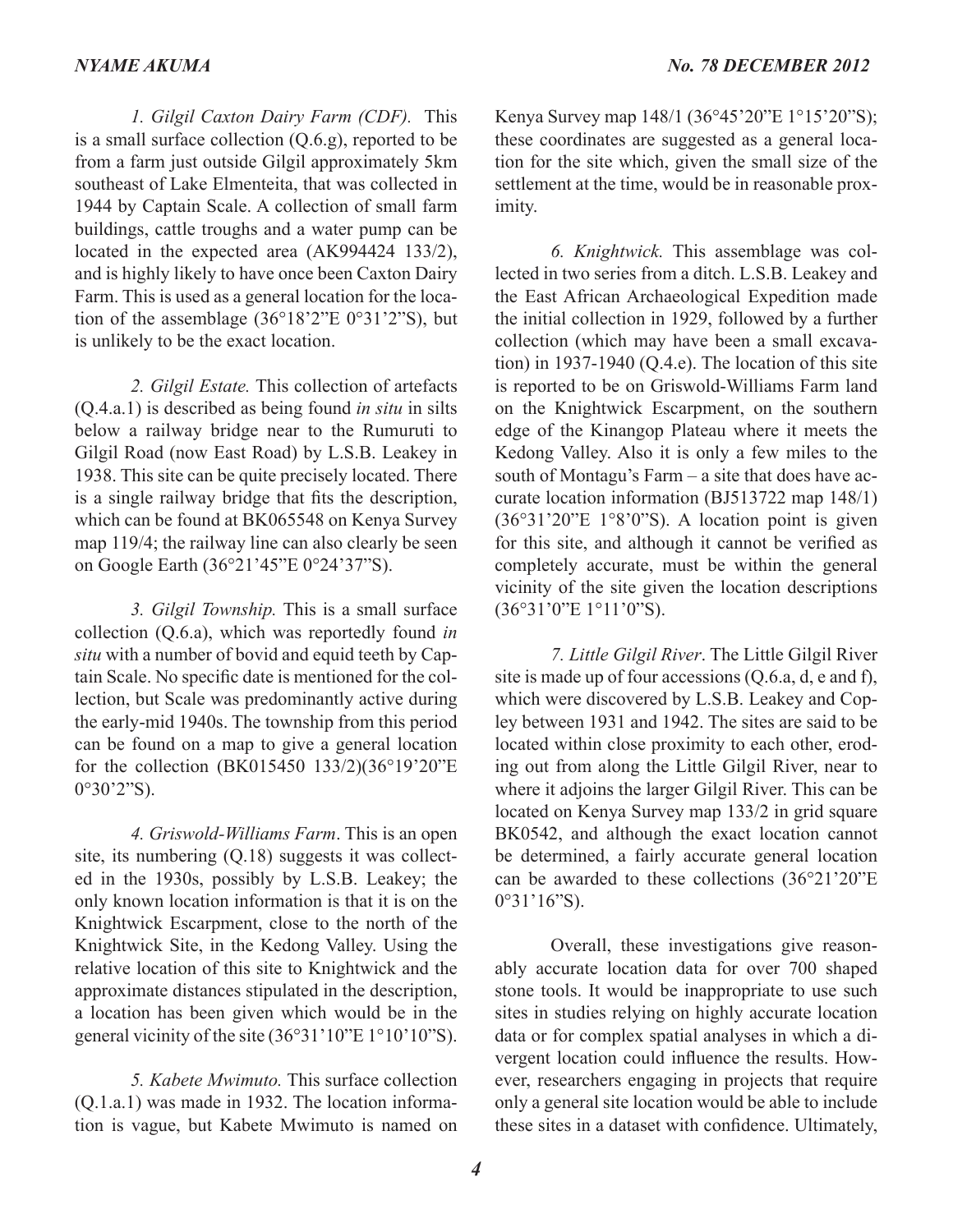*1. Gilgil Caxton Dairy Farm (CDF).* This is a small surface collection (Q.6.g), reported to be from a farm just outside Gilgil approximately 5km southeast of Lake Elmenteita, that was collected in 1944 by Captain Scale. A collection of small farm buildings, cattle troughs and a water pump can be located in the expected area (AK994424 133/2), and is highly likely to have once been Caxton Dairy Farm. This is used as a general location for the location of the assemblage (36°18'2"E 0°31'2"S), but is unlikely to be the exact location.

*2. Gilgil Estate.* This collection of artefacts (Q.4.a.1) is described as being found *in situ* in silts below a railway bridge near to the Rumuruti to Gilgil Road (now East Road) by L.S.B. Leakey in 1938. This site can be quite precisely located. There is a single railway bridge that fits the description, which can be found at BK065548 on Kenya Survey map 119/4; the railway line can also clearly be seen on Google Earth (36°21'45"E 0°24'37"S).

*3. Gilgil Township.* This is a small surface collection (Q.6.a), which was reportedly found *in situ* with a number of bovid and equid teeth by Captain Scale. No specific date is mentioned for the collection, but Scale was predominantly active during the early-mid 1940s. The township from this period can be found on a map to give a general location for the collection (BK015450 133/2)(36°19'20"E 0°30'2"S).

*4. Griswold-Williams Farm*. This is an open site, its numbering (Q.18) suggests it was collected in the 1930s, possibly by L.S.B. Leakey; the only known location information is that it is on the Knightwick Escarpment, close to the north of the Knightwick Site, in the Kedong Valley. Using the relative location of this site to Knightwick and the approximate distances stipulated in the description, a location has been given which would be in the general vicinity of the site (36°31'10"E 1°10'10"S).

*5. Kabete Mwimuto.* This surface collection (Q.1.a.1) was made in 1932. The location information is vague, but Kabete Mwimuto is named on Kenya Survey map 148/1 (36°45'20"E 1°15'20"S); these coordinates are suggested as a general location for the site which, given the small size of the settlement at the time, would be in reasonable proximity.

*6. Knightwick.* This assemblage was collected in two series from a ditch. L.S.B. Leakey and the East African Archaeological Expedition made the initial collection in 1929, followed by a further collection (which may have been a small excavation) in 1937-1940 (Q.4.e). The location of this site is reported to be on Griswold-Williams Farm land on the Knightwick Escarpment, on the southern edge of the Kinangop Plateau where it meets the Kedong Valley. Also it is only a few miles to the south of Montagu's Farm – a site that does have accurate location information (BJ513722 map 148/1) (36°31'20"E 1°8'0"S). A location point is given for this site, and although it cannot be verified as completely accurate, must be within the general vicinity of the site given the location descriptions (36°31'0"E 1°11'0"S).

*7. Little Gilgil River*. The Little Gilgil River site is made up of four accessions (Q.6.a, d, e and f), which were discovered by L.S.B. Leakey and Copley between 1931 and 1942. The sites are said to be located within close proximity to each other, eroding out from along the Little Gilgil River, near to where it adjoins the larger Gilgil River. This can be located on Kenya Survey map 133/2 in grid square BK0542, and although the exact location cannot be determined, a fairly accurate general location can be awarded to these collections (36°21'20"E 0°31'16"S).

Overall, these investigations give reasonably accurate location data for over 700 shaped stone tools. It would be inappropriate to use such sites in studies relying on highly accurate location data or for complex spatial analyses in which a divergent location could influence the results. However, researchers engaging in projects that require only a general site location would be able to include these sites in a dataset with confidence. Ultimately,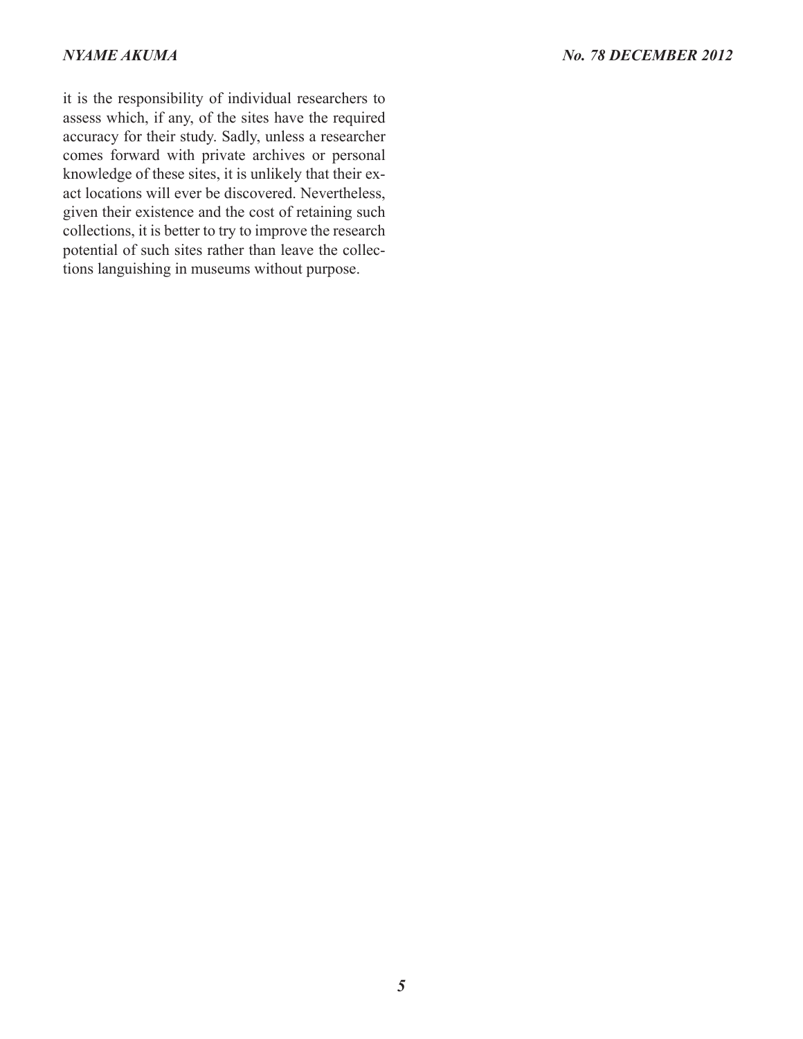it is the responsibility of individual researchers to assess which, if any, of the sites have the required accuracy for their study. Sadly, unless a researcher comes forward with private archives or personal knowledge of these sites, it is unlikely that their exact locations will ever be discovered. Nevertheless, given their existence and the cost of retaining such collections, it is better to try to improve the research potential of such sites rather than leave the collections languishing in museums without purpose.